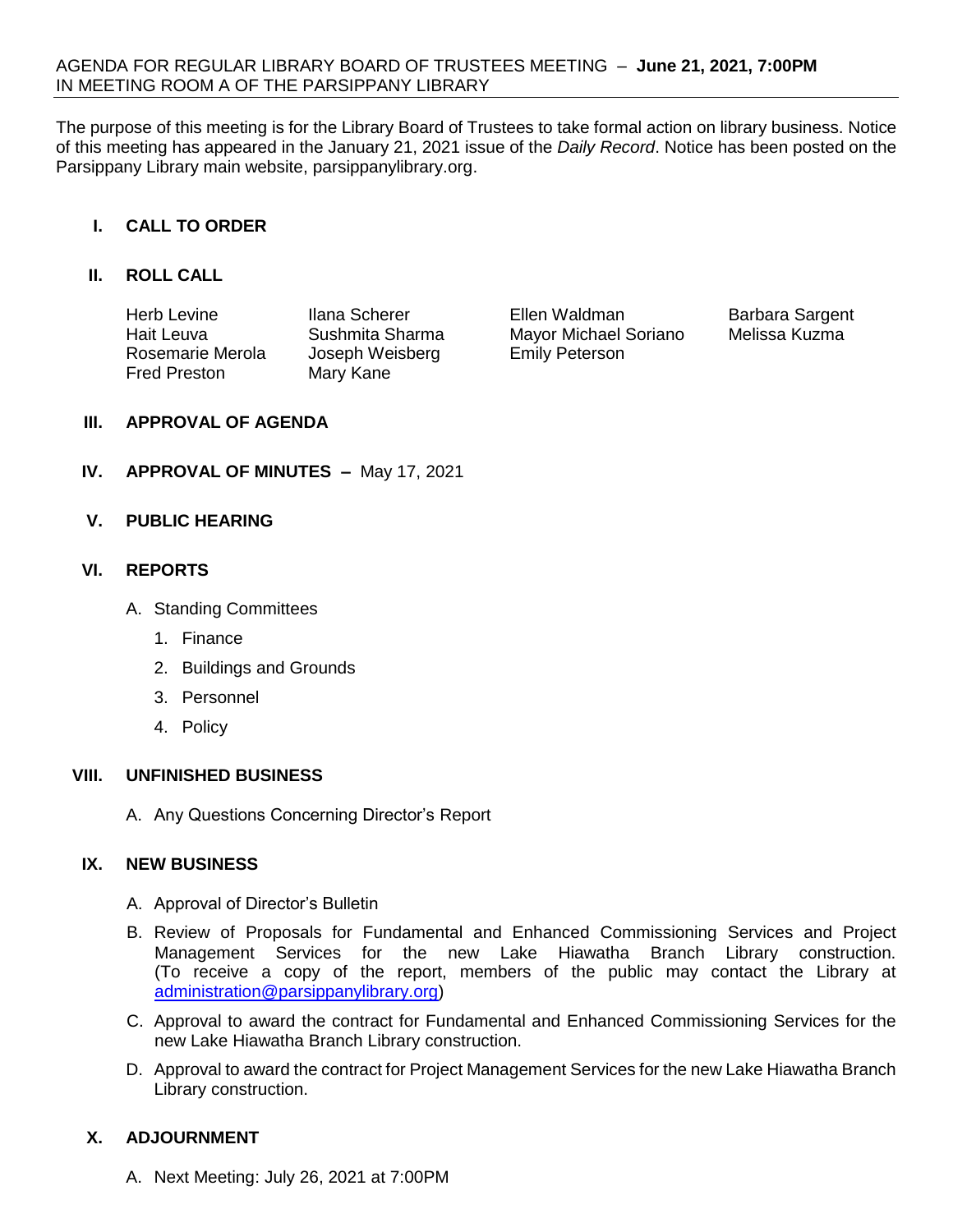AGENDA FOR REGULAR LIBRARY BOARD OF TRUSTEES MEETING – **June 21, 2021, 7:00PM**
IN MEETING ROOM A OF THE PARSIPPANY LIBRARY

The purpose of this meeting is for the Library Board of Trustees to take formal action on library business. Notice of this meeting has appeared in the January 21, 2021 issue of the *Daily Record*. Notice has been posted on the Parsippany Library main website, parsippanylibrary.org.

## I. CALL TO ORDER

## II. ROLL CALL

| | | | |
|---|---|---|---|
| Herb Levine | Ilana Scherer | Ellen Waldman | Barbara Sargent |
| Hait Leuva | Sushmita Sharma | Mayor Michael Soriano | Melissa Kuzma |
| Rosemarie Merola | Joseph Weisberg | Emily Peterson | |
| Fred Preston | Mary Kane | | |

## III. APPROVAL OF AGENDA

## IV. APPROVAL OF MINUTES – May 17, 2021

## V. PUBLIC HEARING

## VI. REPORTS

A. Standing Committees
   1. Finance
   2. Buildings and Grounds
   3. Personnel
   4. Policy

## VIII. UNFINISHED BUSINESS

A. Any Questions Concerning Director's Report

## IX. NEW BUSINESS

A. Approval of Director's Bulletin

B. Review of Proposals for Fundamental and Enhanced Commissioning Services and Project Management Services for the new Lake Hiawatha Branch Library construction. (To receive a copy of the report, members of the public may contact the Library at administration@parsippanylibrary.org)

C. Approval to award the contract for Fundamental and Enhanced Commissioning Services for the new Lake Hiawatha Branch Library construction.

D. Approval to award the contract for Project Management Services for the new Lake Hiawatha Branch Library construction.

## X. ADJOURNMENT

A. Next Meeting: July 26, 2021 at 7:00PM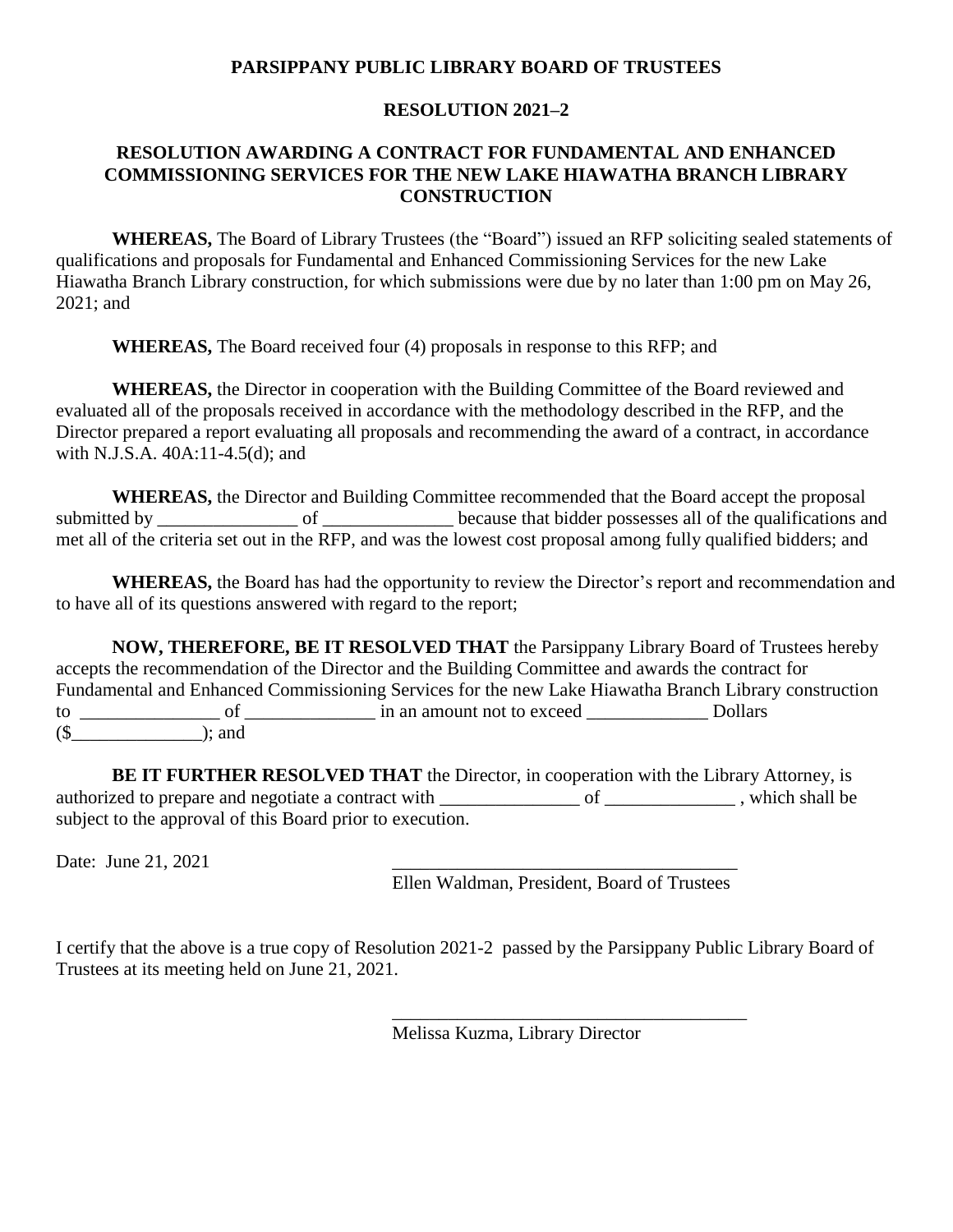**PARSIPPANY PUBLIC LIBRARY BOARD OF TRUSTEES**

**RESOLUTION 2021–2**

**RESOLUTION AWARDING A CONTRACT FOR FUNDAMENTAL AND ENHANCED COMMISSIONING SERVICES FOR THE NEW LAKE HIAWATHA BRANCH LIBRARY CONSTRUCTION**

**WHEREAS,** The Board of Library Trustees (the "Board") issued an RFP soliciting sealed statements of qualifications and proposals for Fundamental and Enhanced Commissioning Services for the new Lake Hiawatha Branch Library construction, for which submissions were due by no later than 1:00 pm on May 26, 2021; and

**WHEREAS,** The Board received four (4) proposals in response to this RFP; and

**WHEREAS,** the Director in cooperation with the Building Committee of the Board reviewed and evaluated all of the proposals received in accordance with the methodology described in the RFP, and the Director prepared a report evaluating all proposals and recommending the award of a contract, in accordance with N.J.S.A. 40A:11-4.5(d); and

**WHEREAS,** the Director and Building Committee recommended that the Board accept the proposal submitted by _______________ of ______________ because that bidder possesses all of the qualifications and met all of the criteria set out in the RFP, and was the lowest cost proposal among fully qualified bidders; and

**WHEREAS,** the Board has had the opportunity to review the Director's report and recommendation and to have all of its questions answered with regard to the report;

**NOW, THEREFORE, BE IT RESOLVED THAT** the Parsippany Library Board of Trustees hereby accepts the recommendation of the Director and the Building Committee and awards the contract for Fundamental and Enhanced Commissioning Services for the new Lake Hiawatha Branch Library construction to _______________ of ______________ in an amount not to exceed _____________ Dollars ($______________); and

**BE IT FURTHER RESOLVED THAT** the Director, in cooperation with the Library Attorney, is authorized to prepare and negotiate a contract with _______________ of ______________ , which shall be subject to the approval of this Board prior to execution.

Date: June 21, 2021

_____________________________________
Ellen Waldman, President, Board of Trustees

I certify that the above is a true copy of Resolution 2021-2 passed by the Parsippany Public Library Board of Trustees at its meeting held on June 21, 2021.

_______________________________________
Melissa Kuzma, Library Director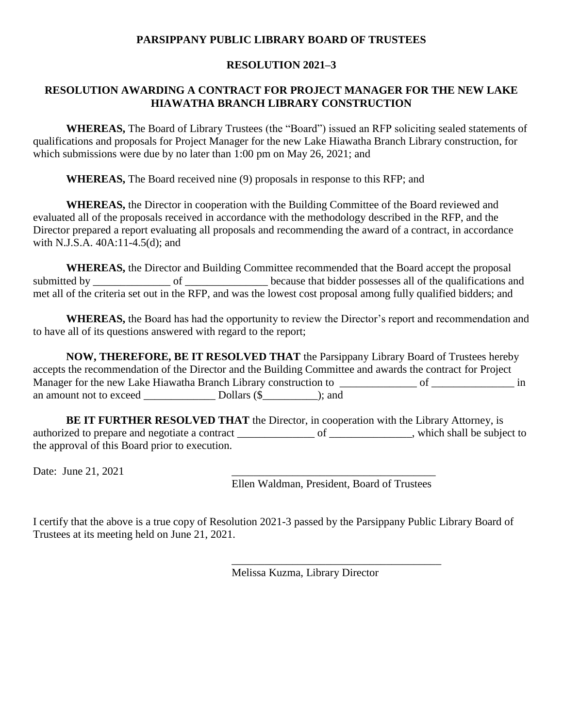**PARSIPPANY PUBLIC LIBRARY BOARD OF TRUSTEES**

**RESOLUTION 2021–3**

**RESOLUTION AWARDING A CONTRACT FOR PROJECT MANAGER FOR THE NEW LAKE HIAWATHA BRANCH LIBRARY CONSTRUCTION**

**WHEREAS,** The Board of Library Trustees (the "Board") issued an RFP soliciting sealed statements of qualifications and proposals for Project Manager for the new Lake Hiawatha Branch Library construction, for which submissions were due by no later than 1:00 pm on May 26, 2021; and

**WHEREAS,** The Board received nine (9) proposals in response to this RFP; and

**WHEREAS,** the Director in cooperation with the Building Committee of the Board reviewed and evaluated all of the proposals received in accordance with the methodology described in the RFP, and the Director prepared a report evaluating all proposals and recommending the award of a contract, in accordance with N.J.S.A. 40A:11-4.5(d); and

**WHEREAS,** the Director and Building Committee recommended that the Board accept the proposal submitted by ______________ of _______________ because that bidder possesses all of the qualifications and met all of the criteria set out in the RFP, and was the lowest cost proposal among fully qualified bidders; and

**WHEREAS,** the Board has had the opportunity to review the Director's report and recommendation and to have all of its questions answered with regard to the report;

**NOW, THEREFORE, BE IT RESOLVED THAT** the Parsippany Library Board of Trustees hereby accepts the recommendation of the Director and the Building Committee and awards the contract for Project Manager for the new Lake Hiawatha Branch Library construction to ______________ of _______________ in an amount not to exceed _____________ Dollars ($__________); and

**BE IT FURTHER RESOLVED THAT** the Director, in cooperation with the Library Attorney, is authorized to prepare and negotiate a contract ______________ of _______________, which shall be subject to the approval of this Board prior to execution.

Date: June 21, 2021

_____________________________________
Ellen Waldman, President, Board of Trustees

I certify that the above is a true copy of Resolution 2021-3 passed by the Parsippany Public Library Board of Trustees at its meeting held on June 21, 2021.

_____________________________________
Melissa Kuzma, Library Director